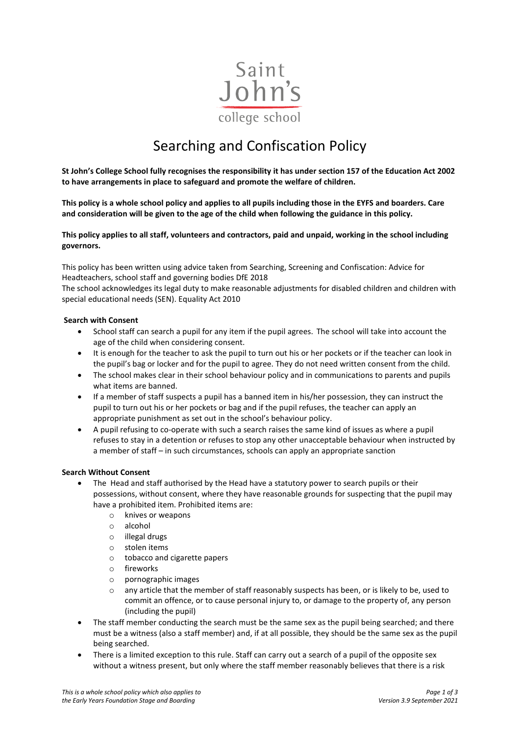Saint John's college school

# Searching and Confiscation Policy

**St John's College School fully recognises the responsibility it has under section 157 of the Education Act 2002 to have arrangements in place to safeguard and promote the welfare of children.**

**This policy is a whole school policy and applies to all pupils including those in the EYFS and boarders. Care and consideration will be given to the age of the child when following the guidance in this policy.**

**This policy applies to all staff, volunteers and contractors, paid and unpaid, working in the school including governors.**

This policy has been written using advice taken from Searching, Screening and Confiscation: Advice for Headteachers, school staff and governing bodies DfE 2018

The school acknowledges its legal duty to make reasonable adjustments for disabled children and children with special educational needs (SEN). Equality Act 2010

**Search with Consent**

- School staff can search a pupil for any item if the pupil agrees. The school will take into account the age of the child when considering consent.
- It is enough for the teacher to ask the pupil to turn out his or her pockets or if the teacher can look in the pupil's bag or locker and for the pupil to agree. They do not need written consent from the child.
- The school makes clear in their school behaviour policy and in communications to parents and pupils what items are banned.
- If a member of staff suspects a pupil has a banned item in his/her possession, they can instruct the pupil to turn out his or her pockets or bag and if the pupil refuses, the teacher can apply an appropriate punishment as set out in the school's behaviour policy.
- A pupil refusing to co-operate with such a search raises the same kind of issues as where a pupil refuses to stay in a detention or refuses to stop any other unacceptable behaviour when instructed by a member of staff – in such circumstances, schools can apply an appropriate sanction

**Search Without Consent**

- The Head and staff authorised by the Head have a statutory power to search pupils or their possessions, without consent, where they have reasonable grounds for suspecting that the pupil may have a prohibited item. Prohibited items are:
  - knives or weapons
  - alcohol
  - illegal drugs
  - stolen items
  - tobacco and cigarette papers
  - fireworks
  - pornographic images
  - any article that the member of staff reasonably suspects has been, or is likely to be, used to commit an offence, or to cause personal injury to, or damage to the property of, any person (including the pupil)
- The staff member conducting the search must be the same sex as the pupil being searched; and there must be a witness (also a staff member) and, if at all possible, they should be the same sex as the pupil being searched.
- There is a limited exception to this rule. Staff can carry out a search of a pupil of the opposite sex without a witness present, but only where the staff member reasonably believes that there is a risk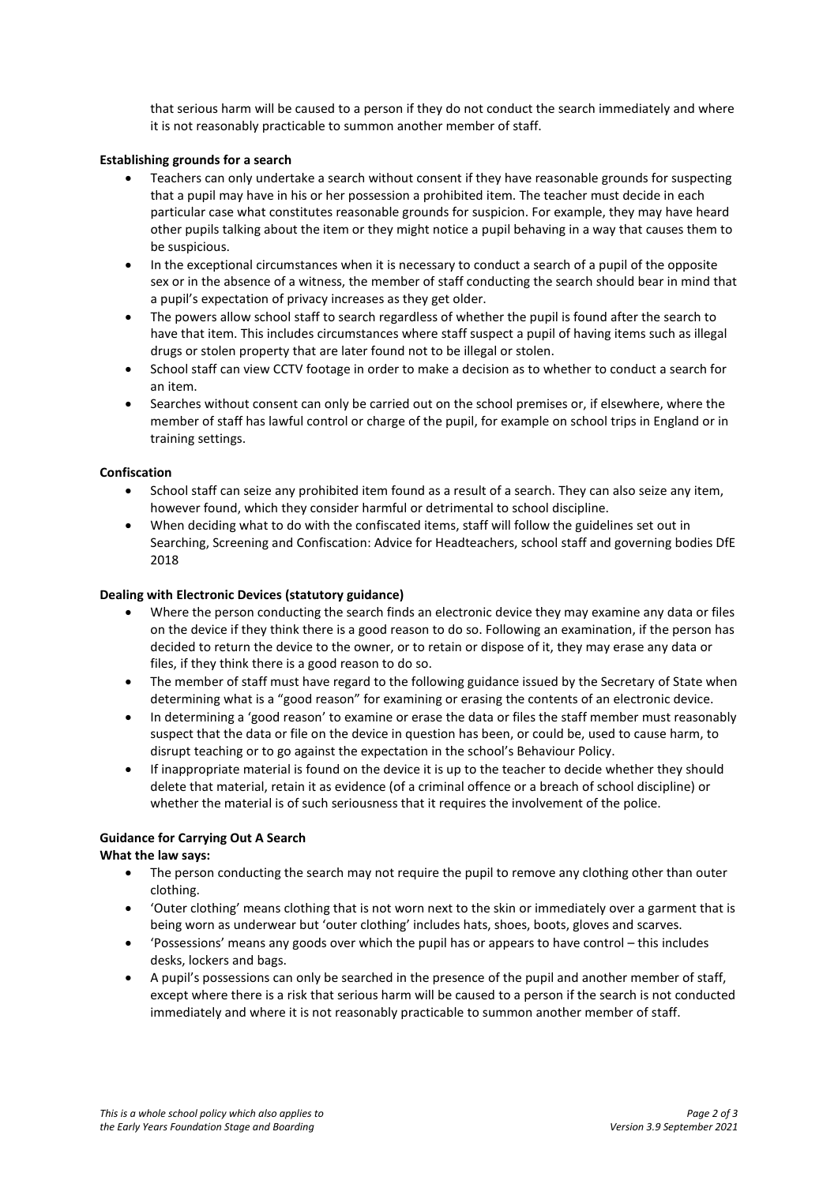that serious harm will be caused to a person if they do not conduct the search immediately and where it is not reasonably practicable to summon another member of staff.

**Establishing grounds for a search**

- Teachers can only undertake a search without consent if they have reasonable grounds for suspecting that a pupil may have in his or her possession a prohibited item. The teacher must decide in each particular case what constitutes reasonable grounds for suspicion. For example, they may have heard other pupils talking about the item or they might notice a pupil behaving in a way that causes them to be suspicious.
- In the exceptional circumstances when it is necessary to conduct a search of a pupil of the opposite sex or in the absence of a witness, the member of staff conducting the search should bear in mind that a pupil's expectation of privacy increases as they get older.
- The powers allow school staff to search regardless of whether the pupil is found after the search to have that item. This includes circumstances where staff suspect a pupil of having items such as illegal drugs or stolen property that are later found not to be illegal or stolen.
- School staff can view CCTV footage in order to make a decision as to whether to conduct a search for an item.
- Searches without consent can only be carried out on the school premises or, if elsewhere, where the member of staff has lawful control or charge of the pupil, for example on school trips in England or in training settings.

**Confiscation**

- School staff can seize any prohibited item found as a result of a search. They can also seize any item, however found, which they consider harmful or detrimental to school discipline.
- When deciding what to do with the confiscated items, staff will follow the guidelines set out in Searching, Screening and Confiscation: Advice for Headteachers, school staff and governing bodies DfE 2018

**Dealing with Electronic Devices (statutory guidance)**

- Where the person conducting the search finds an electronic device they may examine any data or files on the device if they think there is a good reason to do so. Following an examination, if the person has decided to return the device to the owner, or to retain or dispose of it, they may erase any data or files, if they think there is a good reason to do so.
- The member of staff must have regard to the following guidance issued by the Secretary of State when determining what is a "good reason" for examining or erasing the contents of an electronic device.
- In determining a 'good reason' to examine or erase the data or files the staff member must reasonably suspect that the data or file on the device in question has been, or could be, used to cause harm, to disrupt teaching or to go against the expectation in the school's Behaviour Policy.
- If inappropriate material is found on the device it is up to the teacher to decide whether they should delete that material, retain it as evidence (of a criminal offence or a breach of school discipline) or whether the material is of such seriousness that it requires the involvement of the police.

**Guidance for Carrying Out A Search**

**What the law says:**

- The person conducting the search may not require the pupil to remove any clothing other than outer clothing.
- 'Outer clothing' means clothing that is not worn next to the skin or immediately over a garment that is being worn as underwear but 'outer clothing' includes hats, shoes, boots, gloves and scarves.
- 'Possessions' means any goods over which the pupil has or appears to have control – this includes desks, lockers and bags.
- A pupil's possessions can only be searched in the presence of the pupil and another member of staff, except where there is a risk that serious harm will be caused to a person if the search is not conducted immediately and where it is not reasonably practicable to summon another member of staff.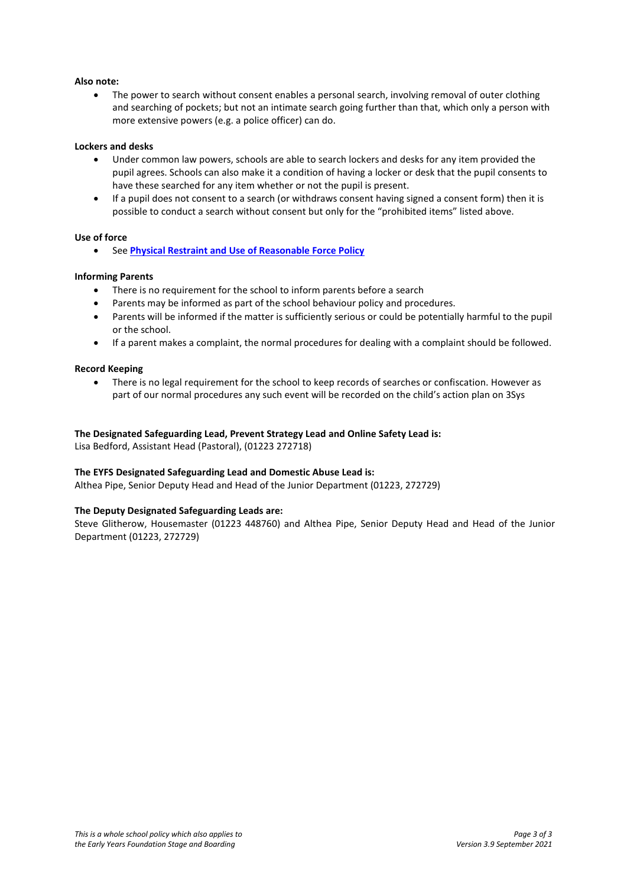**Also note:**

- The power to search without consent enables a personal search, involving removal of outer clothing and searching of pockets; but not an intimate search going further than that, which only a person with more extensive powers (e.g. a police officer) can do.

**Lockers and desks**

- Under common law powers, schools are able to search lockers and desks for any item provided the pupil agrees. Schools can also make it a condition of having a locker or desk that the pupil consents to have these searched for any item whether or not the pupil is present.
- If a pupil does not consent to a search (or withdraws consent having signed a consent form) then it is possible to conduct a search without consent but only for the "prohibited items" listed above.

**Use of force**

- See **Physical Restraint and Use of Reasonable Force Policy**

**Informing Parents**

- There is no requirement for the school to inform parents before a search
- Parents may be informed as part of the school behaviour policy and procedures.
- Parents will be informed if the matter is sufficiently serious or could be potentially harmful to the pupil or the school.
- If a parent makes a complaint, the normal procedures for dealing with a complaint should be followed.

**Record Keeping**

- There is no legal requirement for the school to keep records of searches or confiscation. However as part of our normal procedures any such event will be recorded on the child's action plan on 3Sys

**The Designated Safeguarding Lead, Prevent Strategy Lead and Online Safety Lead is:**
Lisa Bedford, Assistant Head (Pastoral), (01223 272718)

**The EYFS Designated Safeguarding Lead and Domestic Abuse Lead is:**
Althea Pipe, Senior Deputy Head and Head of the Junior Department (01223, 272729)

**The Deputy Designated Safeguarding Leads are:**
Steve Glitherow, Housemaster (01223 448760) and Althea Pipe, Senior Deputy Head and Head of the Junior Department (01223, 272729)

*This is a whole school policy which also applies to the Early Years Foundation Stage and Boarding*

*Version 3.9 September 2021*